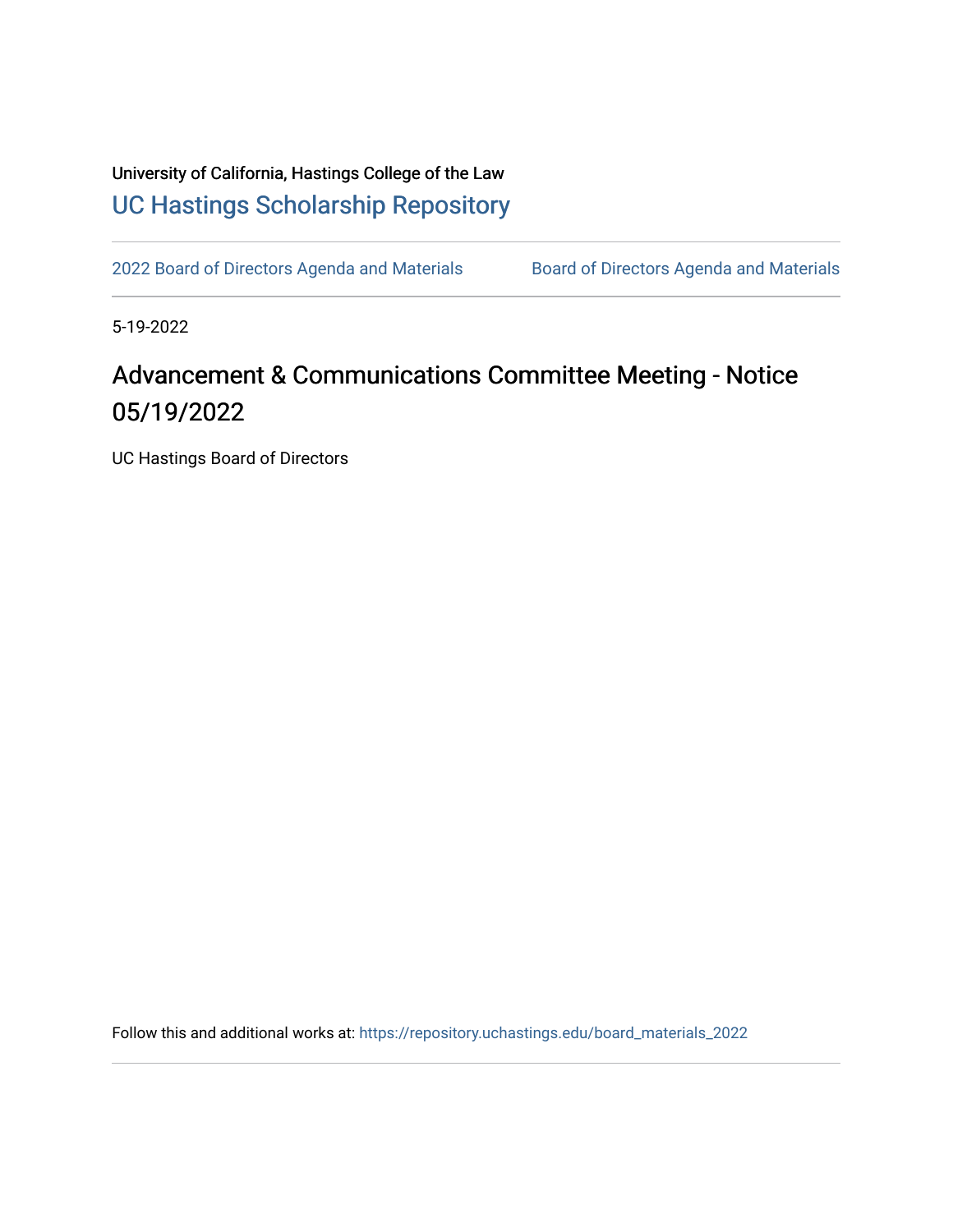University of California, Hastings College of the Law

UC Hastings Scholarship Repository

2022 Board of Directors Agenda and Materials | Board of Directors Agenda and Materials

5-19-2022

# Advancement & Communications Committee Meeting - Notice 05/19/2022

UC Hastings Board of Directors

Follow this and additional works at: https://repository.uchastings.edu/board_materials_2022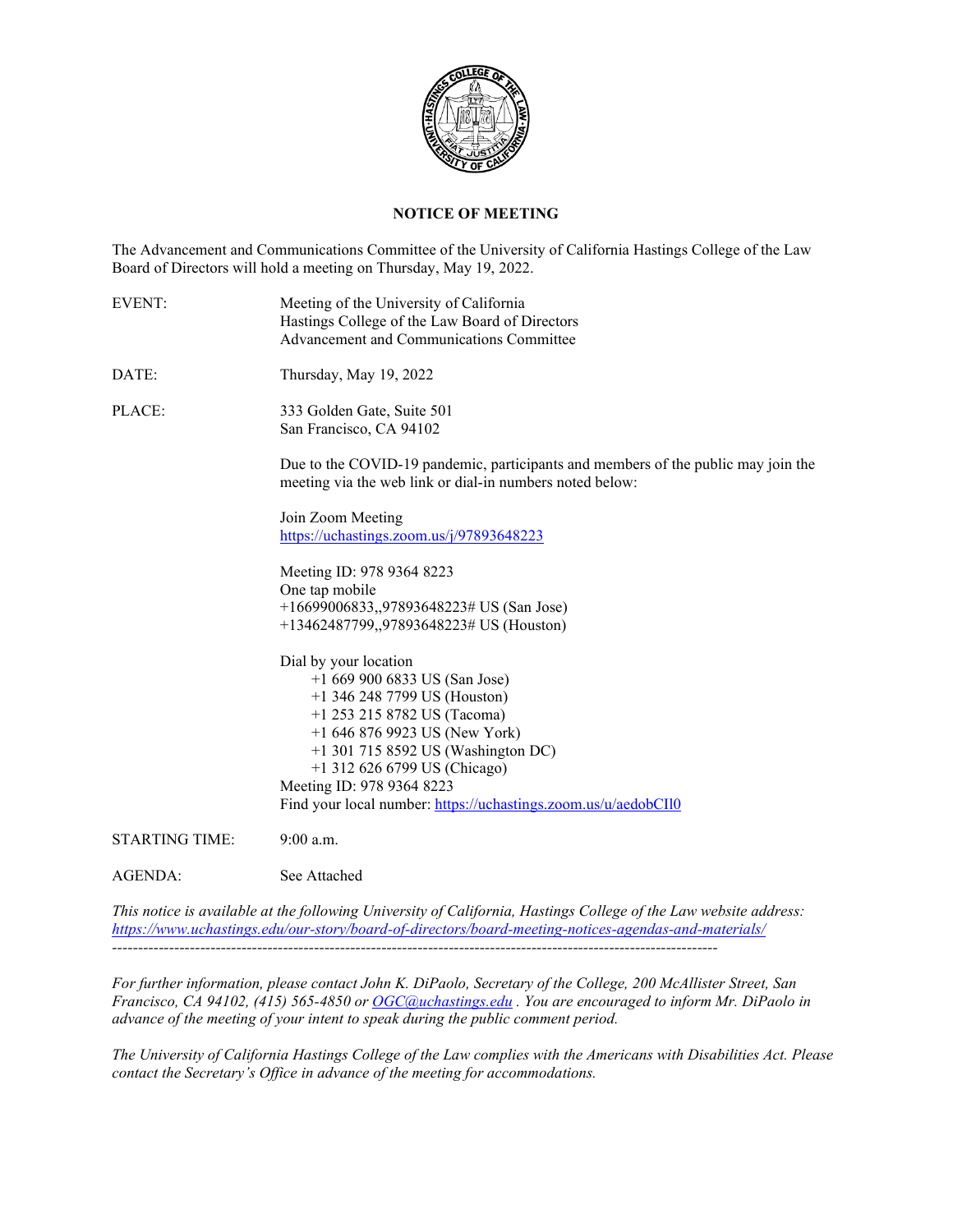## NOTICE OF MEETING

The Advancement and Communications Committee of the University of California Hastings College of the Law Board of Directors will hold a meeting on Thursday, May 19, 2022.

| | |
|---|---|
| EVENT: | Meeting of the University of California Hastings College of the Law Board of Directors Advancement and Communications Committee |
| DATE: | Thursday, May 19, 2022 |
| PLACE: | 333 Golden Gate, Suite 501<br>San Francisco, CA 94102 |

Due to the COVID-19 pandemic, participants and members of the public may join the meeting via the web link or dial-in numbers noted below:

Join Zoom Meeting
https://uchastings.zoom.us/j/97893648223

Meeting ID: 978 9364 8223
One tap mobile
+16699006833,,97893648223# US (San Jose)
+13462487799,,97893648223# US (Houston)

Dial by your location
- +1 669 900 6833 US (San Jose)
- +1 346 248 7799 US (Houston)
- +1 253 215 8782 US (Tacoma)
- +1 646 876 9923 US (New York)
- +1 301 715 8592 US (Washington DC)
- +1 312 626 6799 US (Chicago)

Meeting ID: 978 9364 8223
Find your local number: https://uchastings.zoom.us/u/aedobCIl0

| | |
|---|---|
| STARTING TIME: | 9:00 a.m. |
| AGENDA: | See Attached |

*This notice is available at the following University of California, Hastings College of the Law website address: https://www.uchastings.edu/our-story/board-of-directors/board-meeting-notices-agendas-and-materials/*

---

*For further information, please contact John K. DiPaolo, Secretary of the College, 200 McAllister Street, San Francisco, CA 94102, (415) 565-4850 or OGC@uchastings.edu . You are encouraged to inform Mr. DiPaolo in advance of the meeting of your intent to speak during the public comment period.*

*The University of California Hastings College of the Law complies with the Americans with Disabilities Act. Please contact the Secretary's Office in advance of the meeting for accommodations.*